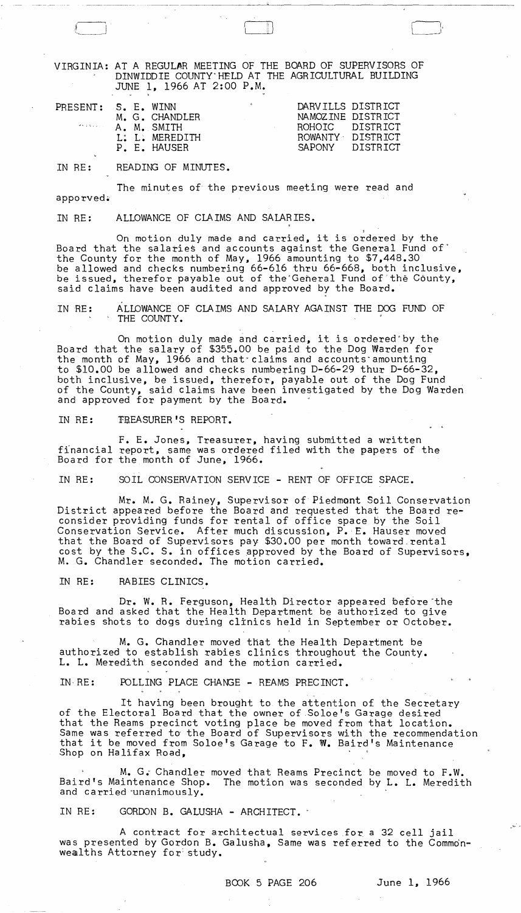VIRGINIA: AT A REGULAR MEETING OF THE BOARD OF SUPERVISORS OF DINWIDDIE COUNTY HELD AT THE AGRICULTURAL BUILDING JUNE 1, 1966 AT 2:00 P.M.

| PRESENT: | S. E. WINN | DARVILLS DISTRICT |
|---|---|---|
| | M. G. CHANDLER | NAMOZINE DISTRICT |
| | A. M. SMITH | ROHOIC DISTRICT |
| | L. L. MEREDITH | ROWANTY DISTRICT |
| | P. E. HAUSER | SAPONY DISTRICT |

IN RE: READING OF MINUTES.

The minutes of the previous meeting were read and apporved.

IN RE: ALLOWANCE OF CLAIMS AND SALARIES.

On motion duly made and carried, it is ordered by the Board that the salaries and accounts against the General Fund of the County for the month of May, 1966 amounting to $7,448.30 be allowed and checks numbering 66-616 thru 66-668, both inclusive, be issued, therefor payable out of the General Fund of the County, said claims have been audited and approved by the Board.

IN RE: ALLOWANCE OF CLAIMS AND SALARY AGAINST THE DOG FUND OF THE COUNTY.

On motion duly made and carried, it is ordered by the Board that the salary of $355.00 be paid to the Dog Warden for the month of May, 1966 and that claims and accounts amounting to $10.00 be allowed and checks numbering D-66-29 thur D-66-32, both inclusive, be issued, therefor, payable out of the Dog Fund of the County, said claims have been investigated by the Dog Warden and approved for payment by the Board.

IN RE: TREASURER'S REPORT.

F. E. Jones, Treasurer, having submitted a written financial report, same was ordered filed with the papers of the Board for the month of June, 1966.

IN RE: SOIL CONSERVATION SERVICE - RENT OF OFFICE SPACE.

Mr. M. G. Rainey, Supervisor of Piedmont Soil Conservation District appeared before the Board and requested that the Board reconsider providing funds for rental of office space by the Soil Conservation Service. After much discussion, P. E. Hauser moved that the Board of Supervisors pay $30.00 per month toward rental cost by the S.C. S. in offices approved by the Board of Supervisors, M. G. Chandler seconded. The motion carried.

IN RE: RABIES CLINICS.

Dr. W. R. Ferguson, Health Director appeared before the Board and asked that the Health Department be authorized to give rabies shots to dogs during clinics held in September or October.

M. G. Chandler moved that the Health Department be authorized to establish rabies clinics throughout the County. L. L. Meredith seconded and the motion carried.

IN RE: POLLING PLACE CHANGE - REAMS PRECINCT.

It having been brought to the attention of the Secretary of the Electoral Board that the owner of Soloe's Garage desired that the Reams precinct voting place be moved from that location. Same was referred to the Board of Supervisors with the recommendation that it be moved from Soloe's Garage to F. W. Baird's Maintenance Shop on Halifax Road,

M. G. Chandler moved that Reams Precinct be moved to F.W. Baird's Maintenance Shop. The motion was seconded by L. L. Meredith and carried unanimously.

IN RE: GORDON B. GALUSHA - ARCHITECT.

A contract for architectual services for a 32 cell jail was presented by Gordon B. Galusha, Same was referred to the Commonwealths Attorney for study.

BOOK 5 PAGE 206 June 1, 1966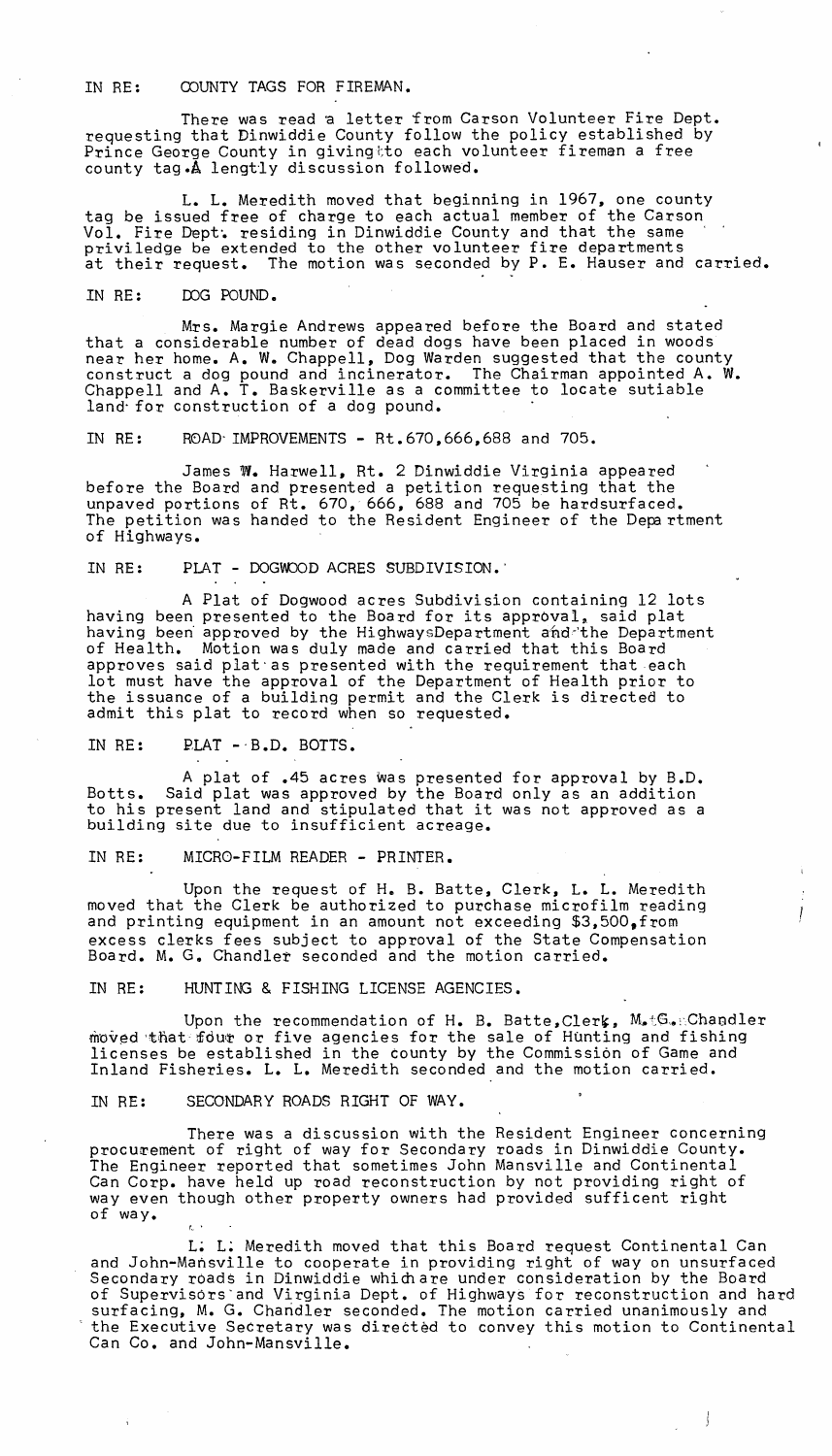IN RE: COUNTY TAGS FOR FIREMAN.

There was read a letter from Carson Volunteer Fire Dept. requesting that Dinwiddie County follow the policy established by Prince George County in giving to each volunteer fireman a free county tag. A lengtly discussion followed.

L. L. Meredith moved that beginning in 1967, one county tag be issued free of charge to each actual member of the Carson Vol. Fire Dept. residing in Dinwiddie County and that the same priviledge be extended to the other volunteer fire departments at their request. The motion was seconded by P. E. Hauser and carried.

IN RE: DOG POUND.

Mrs. Margie Andrews appeared before the Board and stated that a considerable number of dead dogs have been placed in woods near her home. A. W. Chappell, Dog Warden suggested that the county construct a dog pound and incinerator. The Chairman appointed A. W. Chappell and A. T. Baskerville as a committee to locate sutiable land for construction of a dog pound.

IN RE: ROAD IMPROVEMENTS - Rt.670,666,688 and 705.

James W. Harwell, Rt. 2 Dinwiddie Virginia appeared before the Board and presented a petition requesting that the unpaved portions of Rt. 670, 666, 688 and 705 be hardsurfaced. The petition was handed to the Resident Engineer of the Department of Highways.

IN RE: PLAT - DOGWOOD ACRES SUBDIVISION.

A Plat of Dogwood acres Subdivision containing 12 lots having been presented to the Board for its approval, said plat having been approved by the Highways Department and the Department of Health. Motion was duly made and carried that this Board approves said plat as presented with the requirement that each lot must have the approval of the Department of Health prior to the issuance of a building permit and the Clerk is directed to admit this plat to record when so requested.

IN RE: PLAT - B.D. BOTTS.

A plat of .45 acres was presented for approval by B.D. Botts. Said plat was approved by the Board only as an addition to his present land and stipulated that it was not approved as a building site due to insufficient acreage.

IN RE: MICRO-FILM READER - PRINTER.

Upon the request of H. B. Batte, Clerk, L. L. Meredith moved that the Clerk be authorized to purchase microfilm reading and printing equipment in an amount not exceeding $3,500, from excess clerks fees subject to approval of the State Compensation Board. M. G. Chandler seconded and the motion carried.

IN RE: HUNTING & FISHING LICENSE AGENCIES.

Upon the recommendation of H. B. Batte, Clerk, M. G. Chandler moved that four or five agencies for the sale of Hunting and fishing licenses be established in the county by the Commission of Game and Inland Fisheries. L. L. Meredith seconded and the motion carried.

IN RE: SECONDARY ROADS RIGHT OF WAY.

There was a discussion with the Resident Engineer concerning procurement of right of way for Secondary roads in Dinwiddie County. The Engineer reported that sometimes John Mansville and Continental Can Corp. have held up road reconstruction by not providing right of way even though other property owners had provided sufficent right of way.

L. L. Meredith moved that this Board request Continental Can and John-Mansville to cooperate in providing right of way on unsurfaced Secondary roads in Dinwiddie which are under consideration by the Board of Supervisors and Virginia Dept. of Highways for reconstruction and hard surfacing, M. G. Chandler seconded. The motion carried unanimously and the Executive Secretary was directed to convey this motion to Continental Can Co. and John-Mansville.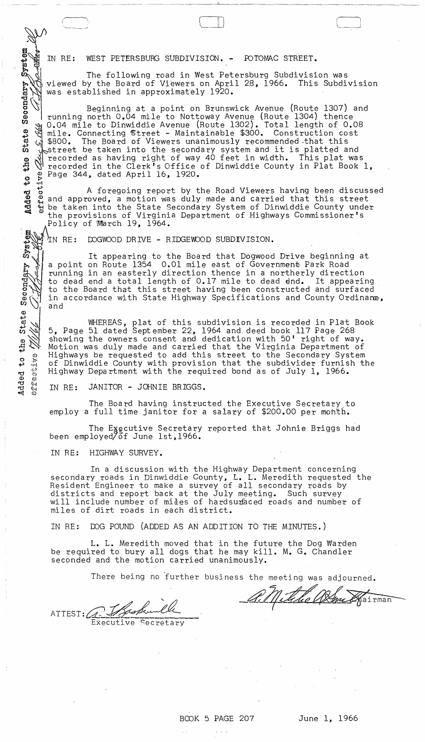IN RE: WEST PETERSBURG SUBDIVISION. - POTOMAC STREET.

The following road in West Petersburg Subdivision was viewed by the Board of Viewers on April 28, 1966. This Subdivision was established in approximately 1920.

Beginning at a point on Brunswick Avenue (Route 1307) and running north 0.04 mile to Nottoway Avenue (Route 1304) thence 0.04 mile to Dinwiddie Avenue (Route 1302). Total length of 0.08 mile. Connecting Street - Maintainable $300. Construction cost $800. The Board of Viewers unanimously recommended that this street be taken into the secondary system and it is platted and recorded as having right of way 40 feet in width. This plat was recorded in the Clerk's Office of Dinwiddie County in Plat Book 1, Page 344, dated April 16, 1920.

A foregoing report by the Road Viewers having been discussed and approved, a motion was duly made and carried that this street be taken into the State Secondary System of Dinwiddie County under the provisions of Virginia Department of Highways Commissioner's Policy of March 19, 1964.

Added to the State Secondary System effective Aug 5, 1966

IN RE: DOGWOOD DRIVE - RIDGEWOOD SUBDIVISION.

It appearing to the Board that Dogwood Drive beginning at a point on Route 1354 0.01 mile east of Government Park Road running in an easterly direction thence in a northerly direction to dead end a total length of 0.17 mile to dead end. It appearing to the Board that this street having been constructed and surfaced in accordance with State Highway Specifications and County Ordinance, and

WHEREAS, plat of this subdivision is recorded in Plat Book 5, Page 51 dated September 22, 1964 and deed book 117 Page 268 showing the owners consent and dedication with 50' right of way. Motion was duly made and carried that the Virginia Department of Highways be requested to add this street to the Secondary System of Dinwiddie County with provision that the subdivider furnish the Highway Department with the required bond as of July 1, 1966.

Added to the State Secondary System effective

IN RE: JANITOR - JOHNIE BRIGGS.

The Board having instructed the Executive Secretary to employ a full time janitor for a salary of $200.00 per month.

The Executive Secretary reported that Johnie Briggs had been employed as of June 1st, 1966.

IN RE: HIGHWAY SURVEY.

In a discussion with the Highway Department concerning secondary roads in Dinwiddie County, L. L. Meredith requested the Resident Engineer to make a survey of all secondary roads by districts and report back at the July meeting. Such survey will include number of miles of hardsurfaced roads and number of miles of dirt roads in each district.

IN RE: DOG POUND (ADDED AS AN ADDITION TO THE MINUTES.)

L. L. Meredith moved that in the future the Dog Warden be required to bury all dogs that he may kill. M. G. Chandler seconded and the motion carried unanimously.

There being no further business the meeting was adjourned.

Chairman

ATTEST:

Executive Secretary

BOOK 5 PAGE 207 June 1, 1966